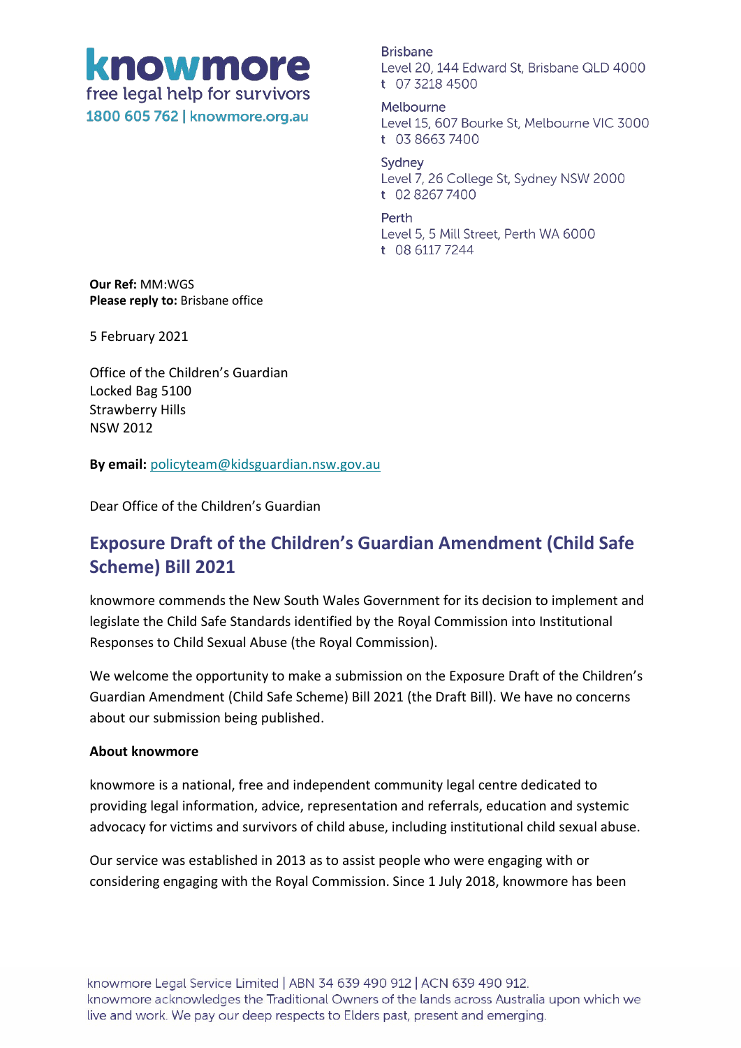**knowmore**
free legal help for survivors
1800 605 762 | knowmore.org.au

Brisbane
Level 20, 144 Edward St, Brisbane QLD 4000
t 07 3218 4500

Melbourne
Level 15, 607 Bourke St, Melbourne VIC 3000
t 03 8663 7400

Sydney
Level 7, 26 College St, Sydney NSW 2000
t 02 8267 7400

Perth
Level 5, 5 Mill Street, Perth WA 6000
t 08 6117 7244

**Our Ref:** MM:WGS
**Please reply to:** Brisbane office

5 February 2021

Office of the Children's Guardian
Locked Bag 5100
Strawberry Hills
NSW 2012

**By email:** policyteam@kidsguardian.nsw.gov.au

Dear Office of the Children's Guardian

## Exposure Draft of the Children's Guardian Amendment (Child Safe Scheme) Bill 2021

knowmore commends the New South Wales Government for its decision to implement and legislate the Child Safe Standards identified by the Royal Commission into Institutional Responses to Child Sexual Abuse (the Royal Commission).

We welcome the opportunity to make a submission on the Exposure Draft of the Children's Guardian Amendment (Child Safe Scheme) Bill 2021 (the Draft Bill). We have no concerns about our submission being published.

**About knowmore**

knowmore is a national, free and independent community legal centre dedicated to providing legal information, advice, representation and referrals, education and systemic advocacy for victims and survivors of child abuse, including institutional child sexual abuse.

Our service was established in 2013 as to assist people who were engaging with or considering engaging with the Royal Commission. Since 1 July 2018, knowmore has been

knowmore Legal Service Limited | ABN 34 639 490 912 | ACN 639 490 912.
knowmore acknowledges the Traditional Owners of the lands across Australia upon which we live and work. We pay our deep respects to Elders past, present and emerging.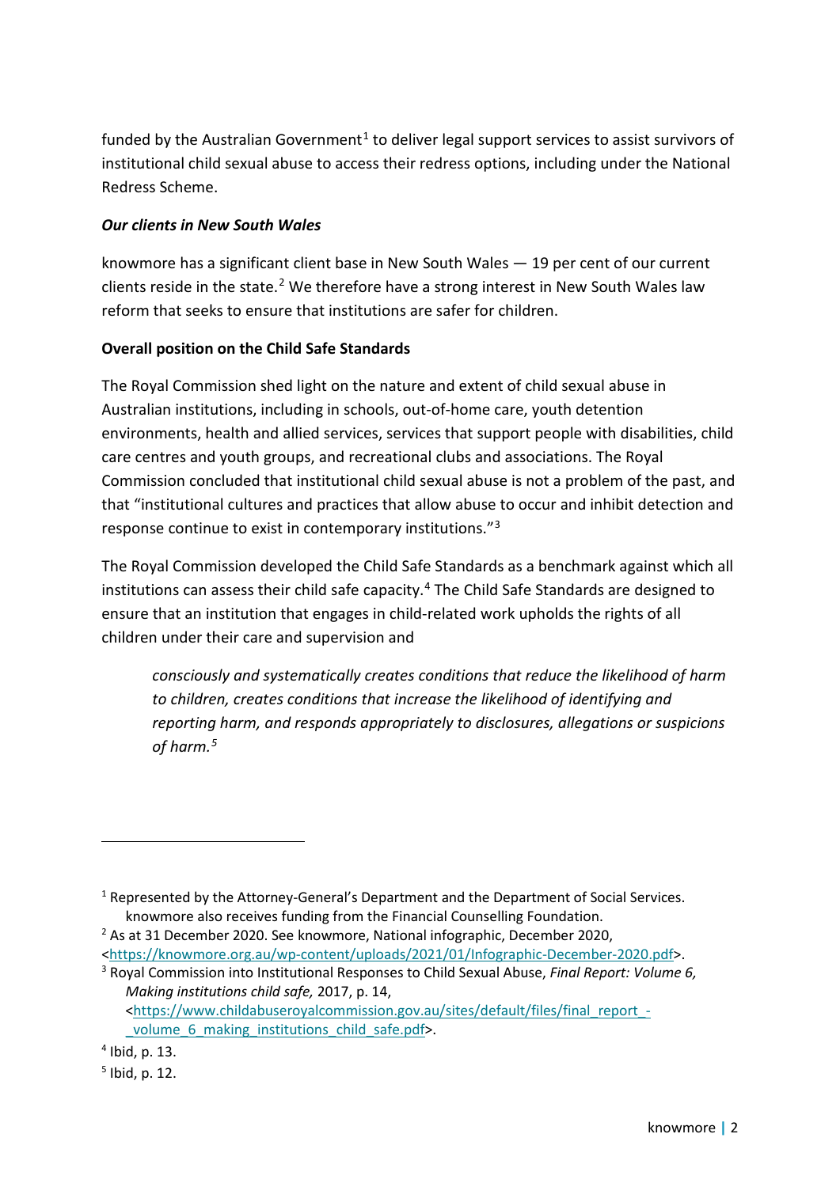funded by the Australian Government[1] to deliver legal support services to assist survivors of institutional child sexual abuse to access their redress options, including under the National Redress Scheme.

***Our clients in New South Wales***

knowmore has a significant client base in New South Wales — 19 per cent of our current clients reside in the state.[2] We therefore have a strong interest in New South Wales law reform that seeks to ensure that institutions are safer for children.

**Overall position on the Child Safe Standards**

The Royal Commission shed light on the nature and extent of child sexual abuse in Australian institutions, including in schools, out-of-home care, youth detention environments, health and allied services, services that support people with disabilities, child care centres and youth groups, and recreational clubs and associations. The Royal Commission concluded that institutional child sexual abuse is not a problem of the past, and that "institutional cultures and practices that allow abuse to occur and inhibit detection and response continue to exist in contemporary institutions."[3]

The Royal Commission developed the Child Safe Standards as a benchmark against which all institutions can assess their child safe capacity.[4] The Child Safe Standards are designed to ensure that an institution that engages in child-related work upholds the rights of all children under their care and supervision and

> *consciously and systematically creates conditions that reduce the likelihood of harm to children, creates conditions that increase the likelihood of identifying and reporting harm, and responds appropriately to disclosures, allegations or suspicions of harm.*[5]

---

[1] Represented by the Attorney-General's Department and the Department of Social Services. knowmore also receives funding from the Financial Counselling Foundation.

[2] As at 31 December 2020. See knowmore, National infographic, December 2020, <https://knowmore.org.au/wp-content/uploads/2021/01/Infographic-December-2020.pdf>.

[3] Royal Commission into Institutional Responses to Child Sexual Abuse, *Final Report: Volume 6, Making institutions child safe,* 2017, p. 14, <https://www.childabuseroyalcommission.gov.au/sites/default/files/final_report_-_volume_6_making_institutions_child_safe.pdf>.

[4] Ibid, p. 13.

[5] Ibid, p. 12.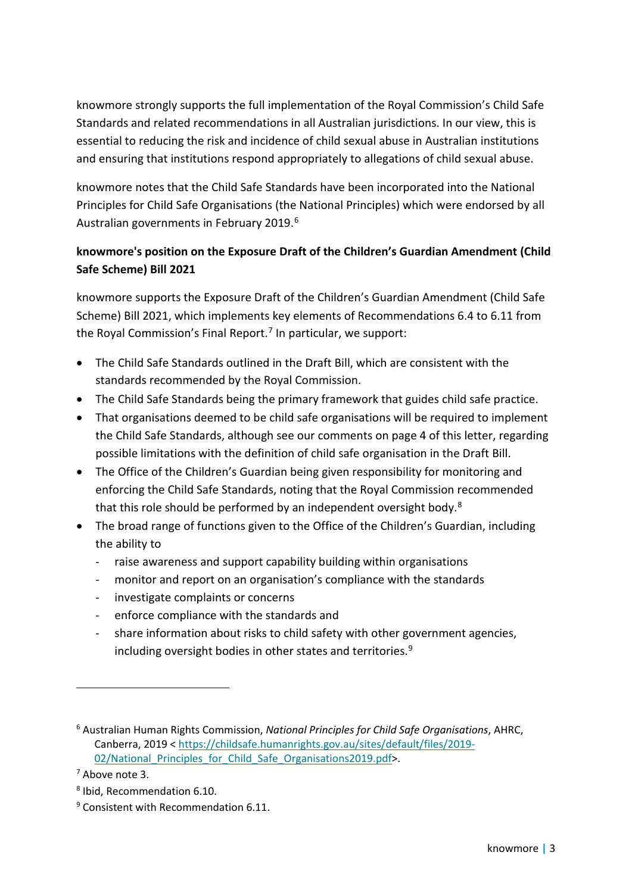knowmore strongly supports the full implementation of the Royal Commission's Child Safe Standards and related recommendations in all Australian jurisdictions. In our view, this is essential to reducing the risk and incidence of child sexual abuse in Australian institutions and ensuring that institutions respond appropriately to allegations of child sexual abuse.

knowmore notes that the Child Safe Standards have been incorporated into the National Principles for Child Safe Organisations (the National Principles) which were endorsed by all Australian governments in February 2019.[6]

**knowmore's position on the Exposure Draft of the Children's Guardian Amendment (Child Safe Scheme) Bill 2021**

knowmore supports the Exposure Draft of the Children's Guardian Amendment (Child Safe Scheme) Bill 2021, which implements key elements of Recommendations 6.4 to 6.11 from the Royal Commission's Final Report.[7] In particular, we support:

- The Child Safe Standards outlined in the Draft Bill, which are consistent with the standards recommended by the Royal Commission.
- The Child Safe Standards being the primary framework that guides child safe practice.
- That organisations deemed to be child safe organisations will be required to implement the Child Safe Standards, although see our comments on page 4 of this letter, regarding possible limitations with the definition of child safe organisation in the Draft Bill.
- The Office of the Children's Guardian being given responsibility for monitoring and enforcing the Child Safe Standards, noting that the Royal Commission recommended that this role should be performed by an independent oversight body.[8]
- The broad range of functions given to the Office of the Children's Guardian, including the ability to
  - raise awareness and support capability building within organisations
  - monitor and report on an organisation's compliance with the standards
  - investigate complaints or concerns
  - enforce compliance with the standards and
  - share information about risks to child safety with other government agencies, including oversight bodies in other states and territories.[9]

---

[6] Australian Human Rights Commission, *National Principles for Child Safe Organisations*, AHRC, Canberra, 2019 < https://childsafe.humanrights.gov.au/sites/default/files/2019-02/National_Principles_for_Child_Safe_Organisations2019.pdf>.

[7] Above note 3.

[8] Ibid, Recommendation 6.10.

[9] Consistent with Recommendation 6.11.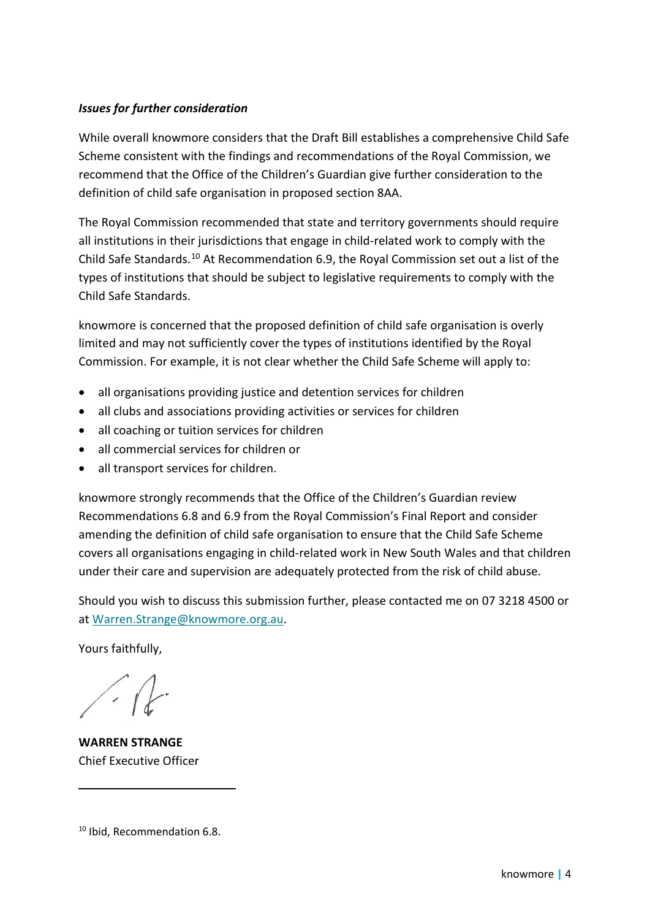***Issues for further consideration***

While overall knowmore considers that the Draft Bill establishes a comprehensive Child Safe Scheme consistent with the findings and recommendations of the Royal Commission, we recommend that the Office of the Children's Guardian give further consideration to the definition of child safe organisation in proposed section 8AA.

The Royal Commission recommended that state and territory governments should require all institutions in their jurisdictions that engage in child-related work to comply with the Child Safe Standards.[10] At Recommendation 6.9, the Royal Commission set out a list of the types of institutions that should be subject to legislative requirements to comply with the Child Safe Standards.

knowmore is concerned that the proposed definition of child safe organisation is overly limited and may not sufficiently cover the types of institutions identified by the Royal Commission. For example, it is not clear whether the Child Safe Scheme will apply to:

- all organisations providing justice and detention services for children
- all clubs and associations providing activities or services for children
- all coaching or tuition services for children
- all commercial services for children or
- all transport services for children.

knowmore strongly recommends that the Office of the Children's Guardian review Recommendations 6.8 and 6.9 from the Royal Commission's Final Report and consider amending the definition of child safe organisation to ensure that the Child Safe Scheme covers all organisations engaging in child-related work in New South Wales and that children under their care and supervision are adequately protected from the risk of child abuse.

Should you wish to discuss this submission further, please contacted me on 07 3218 4500 or at Warren.Strange@knowmore.org.au.

Yours faithfully,

**WARREN STRANGE**
Chief Executive Officer

---

[10] Ibid, Recommendation 6.8.